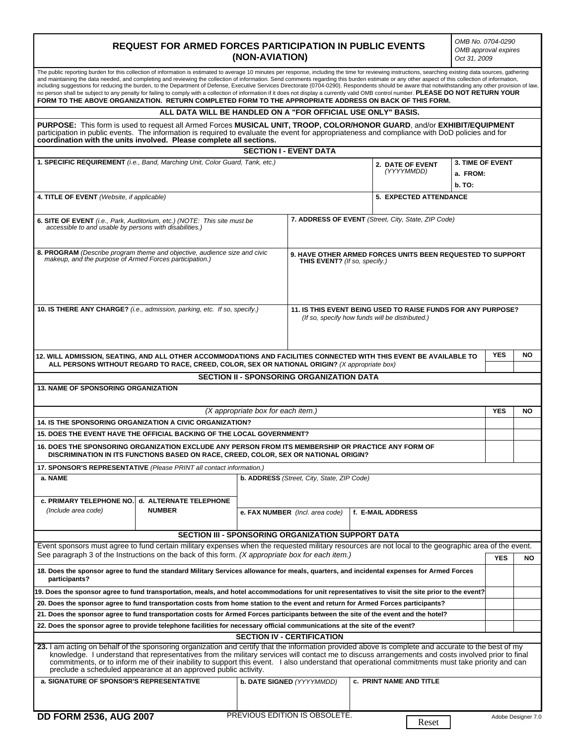# REQUEST FOR ARMED FORCES PARTICIPATION IN PUBLIC EVENTS (NON-AVIATION)

*OMB No. 0704-0290*
*OMB approval expires Oct 31, 2009*

The public reporting burden for this collection of information is estimated to average 10 minutes per response, including the time for reviewing instructions, searching existing data sources, gathering and maintaining the data needed, and completing and reviewing the collection of information. Send comments regarding this burden estimate or any other aspect of this collection of information, including suggestions for reducing the burden, to the Department of Defense, Executive Services Directorate (0704-0290). Respondents should be aware that notwithstanding any other provision of law, no person shall be subject to any penalty for failing to comply with a collection of information if it does not display a currently valid OMB control number. **PLEASE DO NOT RETURN YOUR FORM TO THE ABOVE ORGANIZATION. RETURN COMPLETED FORM TO THE APPROPRIATE ADDRESS ON BACK OF THIS FORM.**

**ALL DATA WILL BE HANDLED ON A "FOR OFFICIAL USE ONLY" BASIS.**

**PURPOSE:** This form is used to request all Armed Forces **MUSICAL UNIT, TROOP, COLOR/HONOR GUARD**, and/or **EXHIBIT/EQUIPMENT** participation in public events. The information is required to evaluate the event for appropriateness and compliance with DoD policies and for **coordination with the units involved. Please complete all sections.**

## SECTION I - EVENT DATA

**1. SPECIFIC REQUIREMENT** *(i.e., Band, Marching Unit, Color Guard, Tank, etc.)*

**2. DATE OF EVENT** *(YYYYMMDD)*

**3. TIME OF EVENT**
**a. FROM:**
**b. TO:**

**4. TITLE OF EVENT** *(Website, if applicable)*

**5. EXPECTED ATTENDANCE**

**6. SITE OF EVENT** *(i.e., Park, Auditorium, etc.) (NOTE: This site must be accessible to and usable by persons with disabilities.)*

**7. ADDRESS OF EVENT** *(Street, City, State, ZIP Code)*

**8. PROGRAM** *(Describe program theme and objective, audience size and civic makeup, and the purpose of Armed Forces participation.)*

**9. HAVE OTHER ARMED FORCES UNITS BEEN REQUESTED TO SUPPORT THIS EVENT?** *(If so, specify.)*

**10. IS THERE ANY CHARGE?** *(i.e., admission, parking, etc. If so, specify.)*

**11. IS THIS EVENT BEING USED TO RAISE FUNDS FOR ANY PURPOSE?** *(If so, specify how funds will be distributed.)*

| | YES | NO |
|---|---|---|
| **12. WILL ADMISSION, SEATING, AND ALL OTHER ACCOMMODATIONS AND FACILITIES CONNECTED WITH THIS EVENT BE AVAILABLE TO ALL PERSONS WITHOUT REGARD TO RACE, CREED, COLOR, SEX OR NATIONAL ORIGIN?** *(X appropriate box)* | | |

## SECTION II - SPONSORING ORGANIZATION DATA

**13. NAME OF SPONSORING ORGANIZATION**

| *(X appropriate box for each item.)* | YES | NO |
|---|---|---|
| **14. IS THE SPONSORING ORGANIZATION A CIVIC ORGANIZATION?** | | |
| **15. DOES THE EVENT HAVE THE OFFICIAL BACKING OF THE LOCAL GOVERNMENT?** | | |
| **16. DOES THE SPONSORING ORGANIZATION EXCLUDE ANY PERSON FROM ITS MEMBERSHIP OR PRACTICE ANY FORM OF DISCRIMINATION IN ITS FUNCTIONS BASED ON RACE, CREED, COLOR, SEX OR NATIONAL ORIGIN?** | | |

**17. SPONSOR'S REPRESENTATIVE** *(Please PRINT all contact information.)*

**a. NAME**

**b. ADDRESS** *(Street, City, State, ZIP Code)*

**c. PRIMARY TELEPHONE NO.** *(Include area code)*

**d. ALTERNATE TELEPHONE NUMBER**

**e. FAX NUMBER** *(Incl. area code)*

**f. E-MAIL ADDRESS**

## SECTION III - SPONSORING ORGANIZATION SUPPORT DATA

Event sponsors must agree to fund certain military expenses when the requested military resources are not local to the geographic area of the event. See paragraph 3 of the Instructions on the back of this form. *(X appropriate box for each item.)*

| | YES | NO |
|---|---|---|
| **18. Does the sponsor agree to fund the standard Military Services allowance for meals, quarters, and incidental expenses for Armed Forces participants?** | | |
| **19. Does the sponsor agree to fund transportation, meals, and hotel accommodations for unit representatives to visit the site prior to the event?** | | |
| **20. Does the sponsor agree to fund transportation costs from home station to the event and return for Armed Forces participants?** | | |
| **21. Does the sponsor agree to fund transportation costs for Armed Forces participants between the site of the event and the hotel?** | | |
| **22. Does the sponsor agree to provide telephone facilities for necessary official communications at the site of the event?** | | |

## SECTION IV - CERTIFICATION

**23.** I am acting on behalf of the sponsoring organization and certify that the information provided above is complete and accurate to the best of my knowledge. I understand that representatives from the military services will contact me to discuss arrangements and costs involved prior to final commitments, or to inform me of their inability to support this event. I also understand that operational commitments must take priority and can preclude a scheduled appearance at an approved public activity.

**a. SIGNATURE OF SPONSOR'S REPRESENTATIVE**

**b. DATE SIGNED** *(YYYYMMDD)*

**c. PRINT NAME AND TITLE**

**DD FORM 2536, AUG 2007** PREVIOUS EDITION IS OBSOLETE. Reset Adobe Designer 7.0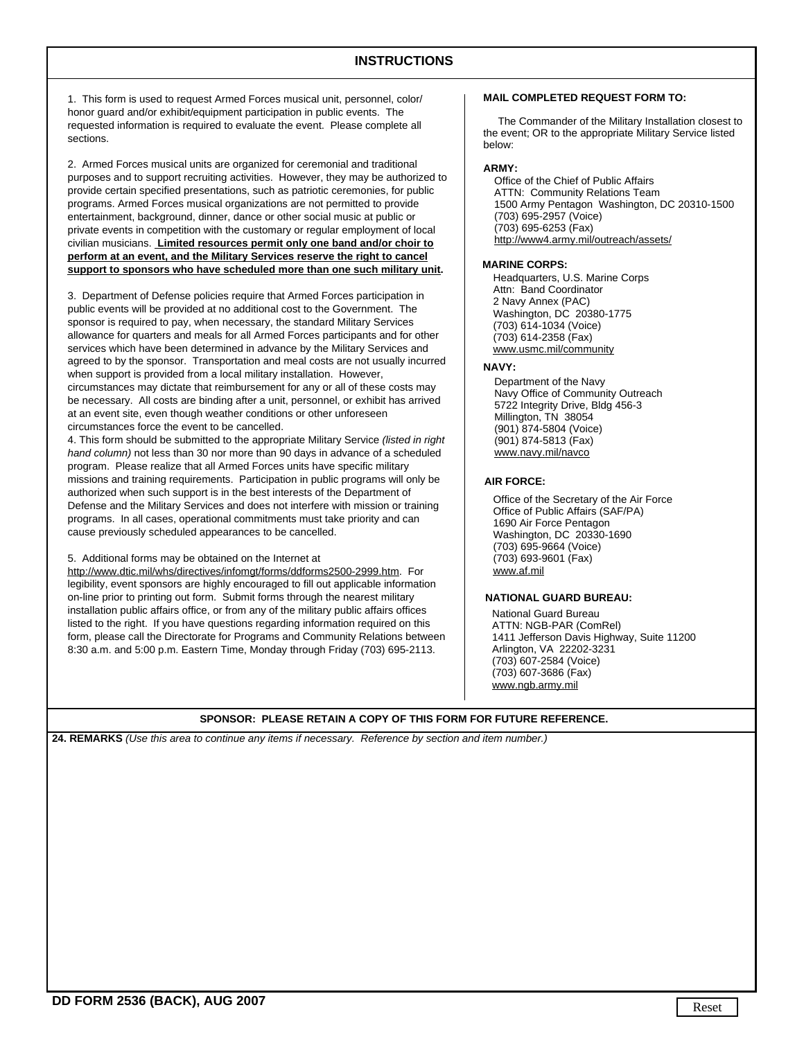## INSTRUCTIONS

1. This form is used to request Armed Forces musical unit, personnel, color/ honor guard and/or exhibit/equipment participation in public events. The requested information is required to evaluate the event. Please complete all sections.

2. Armed Forces musical units are organized for ceremonial and traditional purposes and to support recruiting activities. However, they may be authorized to provide certain specified presentations, such as patriotic ceremonies, for public programs. Armed Forces musical organizations are not permitted to provide entertainment, background, dinner, dance or other social music at public or private events in competition with the customary or regular employment of local civilian musicians. **Limited resources permit only one band and/or choir to perform at an event, and the Military Services reserve the right to cancel support to sponsors who have scheduled more than one such military unit.**

3. Department of Defense policies require that Armed Forces participation in public events will be provided at no additional cost to the Government. The sponsor is required to pay, when necessary, the standard Military Services allowance for quarters and meals for all Armed Forces participants and for other services which have been determined in advance by the Military Services and agreed to by the sponsor. Transportation and meal costs are not usually incurred when support is provided from a local military installation. However, circumstances may dictate that reimbursement for any or all of these costs may be necessary. All costs are binding after a unit, personnel, or exhibit has arrived at an event site, even though weather conditions or other unforeseen circumstances force the event to be cancelled.

4. This form should be submitted to the appropriate Military Service *(listed in right hand column)* not less than 30 nor more than 90 days in advance of a scheduled program. Please realize that all Armed Forces units have specific military missions and training requirements. Participation in public programs will only be authorized when such support is in the best interests of the Department of Defense and the Military Services and does not interfere with mission or training programs. In all cases, operational commitments must take priority and can cause previously scheduled appearances to be cancelled.

5. Additional forms may be obtained on the Internet at http://www.dtic.mil/whs/directives/infomgt/forms/ddforms2500-2999.htm. For legibility, event sponsors are highly encouraged to fill out applicable information on-line prior to printing out form. Submit forms through the nearest military installation public affairs office, or from any of the military public affairs offices listed to the right. If you have questions regarding information required on this form, please call the Directorate for Programs and Community Relations between 8:30 a.m. and 5:00 p.m. Eastern Time, Monday through Friday (703) 695-2113.

**MAIL COMPLETED REQUEST FORM TO:**

The Commander of the Military Installation closest to the event; OR to the appropriate Military Service listed below:

**ARMY:**
Office of the Chief of Public Affairs
ATTN: Community Relations Team
1500 Army Pentagon Washington, DC 20310-1500
(703) 695-2957 (Voice)
(703) 695-6253 (Fax)
http://www4.army.mil/outreach/assets/

**MARINE CORPS:**
Headquarters, U.S. Marine Corps
Attn: Band Coordinator
2 Navy Annex (PAC)
Washington, DC 20380-1775
(703) 614-1034 (Voice)
(703) 614-2358 (Fax)
www.usmc.mil/community

**NAVY:**
Department of the Navy
Navy Office of Community Outreach
5722 Integrity Drive, Bldg 456-3
Millington, TN 38054
(901) 874-5804 (Voice)
(901) 874-5813 (Fax)
www.navy.mil/navco

**AIR FORCE:**
Office of the Secretary of the Air Force
Office of Public Affairs (SAF/PA)
1690 Air Force Pentagon
Washington, DC 20330-1690
(703) 695-9664 (Voice)
(703) 693-9601 (Fax)
www.af.mil

**NATIONAL GUARD BUREAU:**
National Guard Bureau
ATTN: NGB-PAR (ComRel)
1411 Jefferson Davis Highway, Suite 11200
Arlington, VA 22202-3231
(703) 607-2584 (Voice)
(703) 607-3686 (Fax)
www.ngb.army.mil

**SPONSOR: PLEASE RETAIN A COPY OF THIS FORM FOR FUTURE REFERENCE.**

**24. REMARKS** *(Use this area to continue any items if necessary. Reference by section and item number.)*

**DD FORM 2536 (BACK), AUG 2007**

Reset